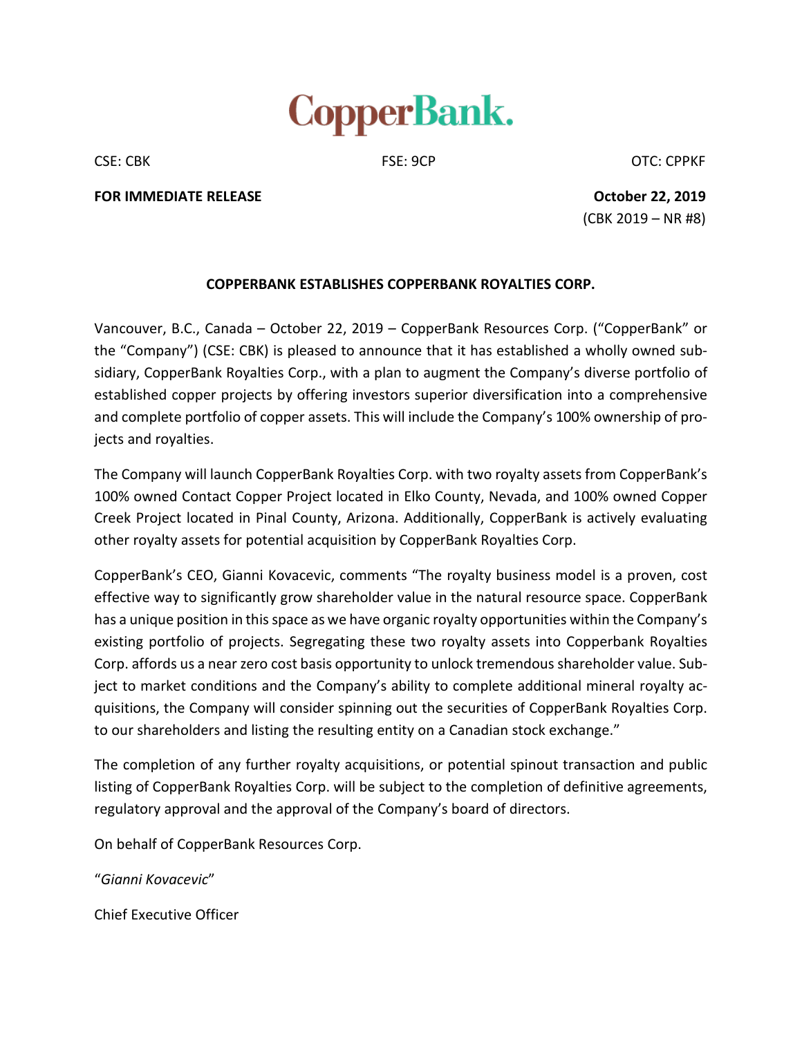# CopperBank.

CSE: CBK FSE: 9CP OTC: CPPKF

**FOR IMMEDIATE RELEASE** **October 22, 2019**

(CBK 2019 – NR #8)

## COPPERBANK ESTABLISHES COPPERBANK ROYALTIES CORP.

Vancouver, B.C., Canada – October 22, 2019 – CopperBank Resources Corp. ("CopperBank" or the "Company") (CSE: CBK) is pleased to announce that it has established a wholly owned subsidiary, CopperBank Royalties Corp., with a plan to augment the Company's diverse portfolio of established copper projects by offering investors superior diversification into a comprehensive and complete portfolio of copper assets. This will include the Company's 100% ownership of projects and royalties.

The Company will launch CopperBank Royalties Corp. with two royalty assets from CopperBank's 100% owned Contact Copper Project located in Elko County, Nevada, and 100% owned Copper Creek Project located in Pinal County, Arizona. Additionally, CopperBank is actively evaluating other royalty assets for potential acquisition by CopperBank Royalties Corp.

CopperBank's CEO, Gianni Kovacevic, comments "The royalty business model is a proven, cost effective way to significantly grow shareholder value in the natural resource space. CopperBank has a unique position in this space as we have organic royalty opportunities within the Company's existing portfolio of projects. Segregating these two royalty assets into Copperbank Royalties Corp. affords us a near zero cost basis opportunity to unlock tremendous shareholder value. Subject to market conditions and the Company's ability to complete additional mineral royalty acquisitions, the Company will consider spinning out the securities of CopperBank Royalties Corp. to our shareholders and listing the resulting entity on a Canadian stock exchange."

The completion of any further royalty acquisitions, or potential spinout transaction and public listing of CopperBank Royalties Corp. will be subject to the completion of definitive agreements, regulatory approval and the approval of the Company's board of directors.

On behalf of CopperBank Resources Corp.

"*Gianni Kovacevic*"

Chief Executive Officer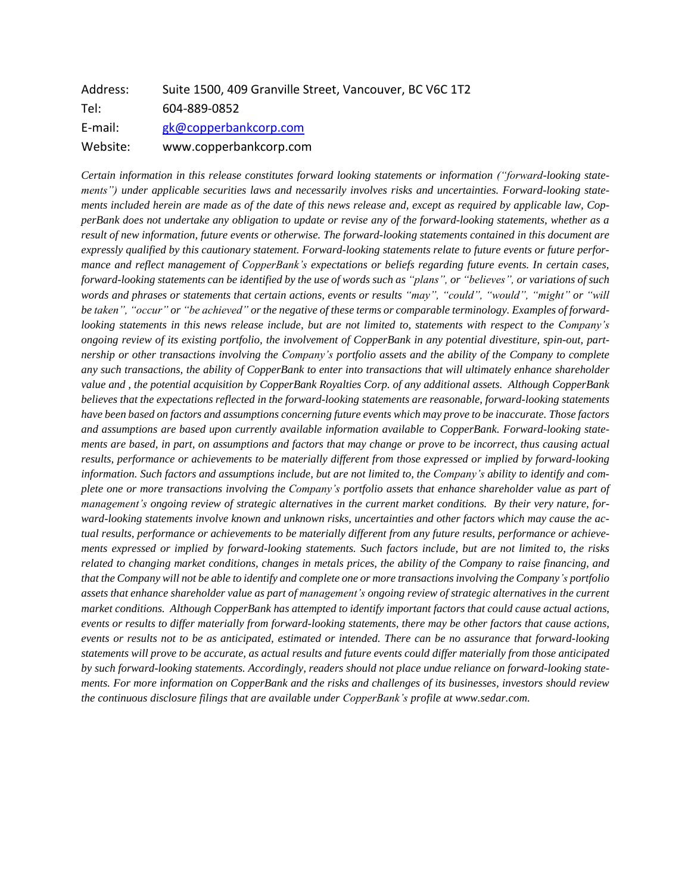Address: Suite 1500, 409 Granville Street, Vancouver, BC V6C 1T2

Tel: 604-889-0852

E-mail: gk@copperbankcorp.com

Website: www.copperbankcorp.com

*Certain information in this release constitutes forward looking statements or information ("forward-looking statements") under applicable securities laws and necessarily involves risks and uncertainties. Forward-looking statements included herein are made as of the date of this news release and, except as required by applicable law, CopperBank does not undertake any obligation to update or revise any of the forward-looking statements, whether as a result of new information, future events or otherwise. The forward-looking statements contained in this document are expressly qualified by this cautionary statement. Forward-looking statements relate to future events or future performance and reflect management of CopperBank's expectations or beliefs regarding future events. In certain cases, forward-looking statements can be identified by the use of words such as "plans", or "believes", or variations of such words and phrases or statements that certain actions, events or results "may", "could", "would", "might" or "will be taken", "occur" or "be achieved" or the negative of these terms or comparable terminology. Examples of forward-looking statements in this news release include, but are not limited to, statements with respect to the Company's ongoing review of its existing portfolio, the involvement of CopperBank in any potential divestiture, spin-out, partnership or other transactions involving the Company's portfolio assets and the ability of the Company to complete any such transactions, the ability of CopperBank to enter into transactions that will ultimately enhance shareholder value and , the potential acquisition by CopperBank Royalties Corp. of any additional assets. Although CopperBank believes that the expectations reflected in the forward-looking statements are reasonable, forward-looking statements have been based on factors and assumptions concerning future events which may prove to be inaccurate. Those factors and assumptions are based upon currently available information available to CopperBank. Forward-looking statements are based, in part, on assumptions and factors that may change or prove to be incorrect, thus causing actual results, performance or achievements to be materially different from those expressed or implied by forward-looking information. Such factors and assumptions include, but are not limited to, the Company's ability to identify and complete one or more transactions involving the Company's portfolio assets that enhance shareholder value as part of management's ongoing review of strategic alternatives in the current market conditions. By their very nature, forward-looking statements involve known and unknown risks, uncertainties and other factors which may cause the actual results, performance or achievements to be materially different from any future results, performance or achievements expressed or implied by forward-looking statements. Such factors include, but are not limited to, the risks related to changing market conditions, changes in metals prices, the ability of the Company to raise financing, and that the Company will not be able to identify and complete one or more transactions involving the Company's portfolio assets that enhance shareholder value as part of management's ongoing review of strategic alternatives in the current market conditions. Although CopperBank has attempted to identify important factors that could cause actual actions, events or results to differ materially from forward-looking statements, there may be other factors that cause actions, events or results not to be as anticipated, estimated or intended. There can be no assurance that forward-looking statements will prove to be accurate, as actual results and future events could differ materially from those anticipated by such forward-looking statements. Accordingly, readers should not place undue reliance on forward-looking statements. For more information on CopperBank and the risks and challenges of its businesses, investors should review the continuous disclosure filings that are available under CopperBank's profile at www.sedar.com.*